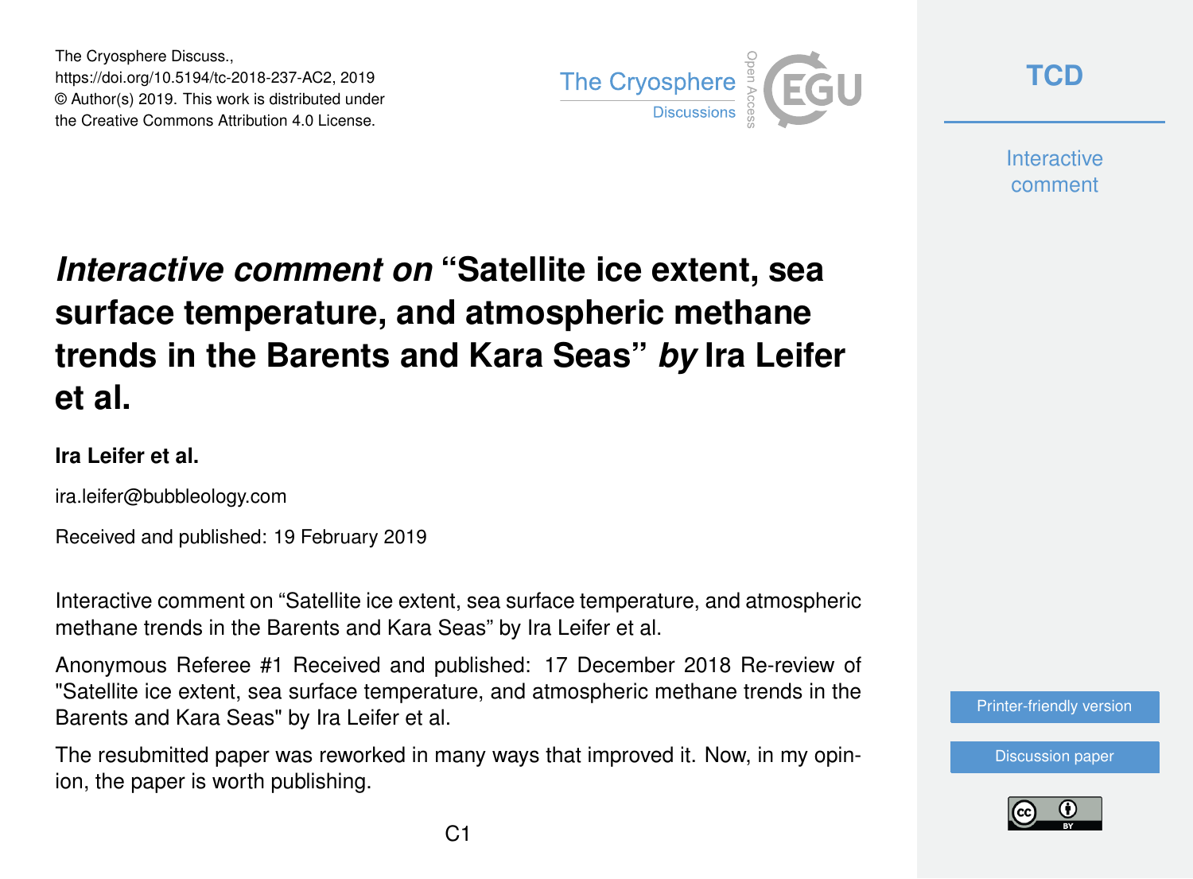The Cryosphere Discuss.,
https://doi.org/10.5194/tc-2018-237-AC2, 2019
© Author(s) 2019. This work is distributed under
the Creative Commons Attribution 4.0 License.

# *Interactive comment on* "Satellite ice extent, sea surface temperature, and atmospheric methane trends in the Barents and Kara Seas" *by* Ira Leifer et al.

**Ira Leifer et al.**

ira.leifer@bubbleology.com

Received and published: 19 February 2019

Interactive comment on "Satellite ice extent, sea surface temperature, and atmospheric methane trends in the Barents and Kara Seas" by Ira Leifer et al.

Anonymous Referee #1 Received and published: 17 December 2018 Re-review of "Satellite ice extent, sea surface temperature, and atmospheric methane trends in the Barents and Kara Seas" by Ira Leifer et al.

The resubmitted paper was reworked in many ways that improved it. Now, in my opinion, the paper is worth publishing.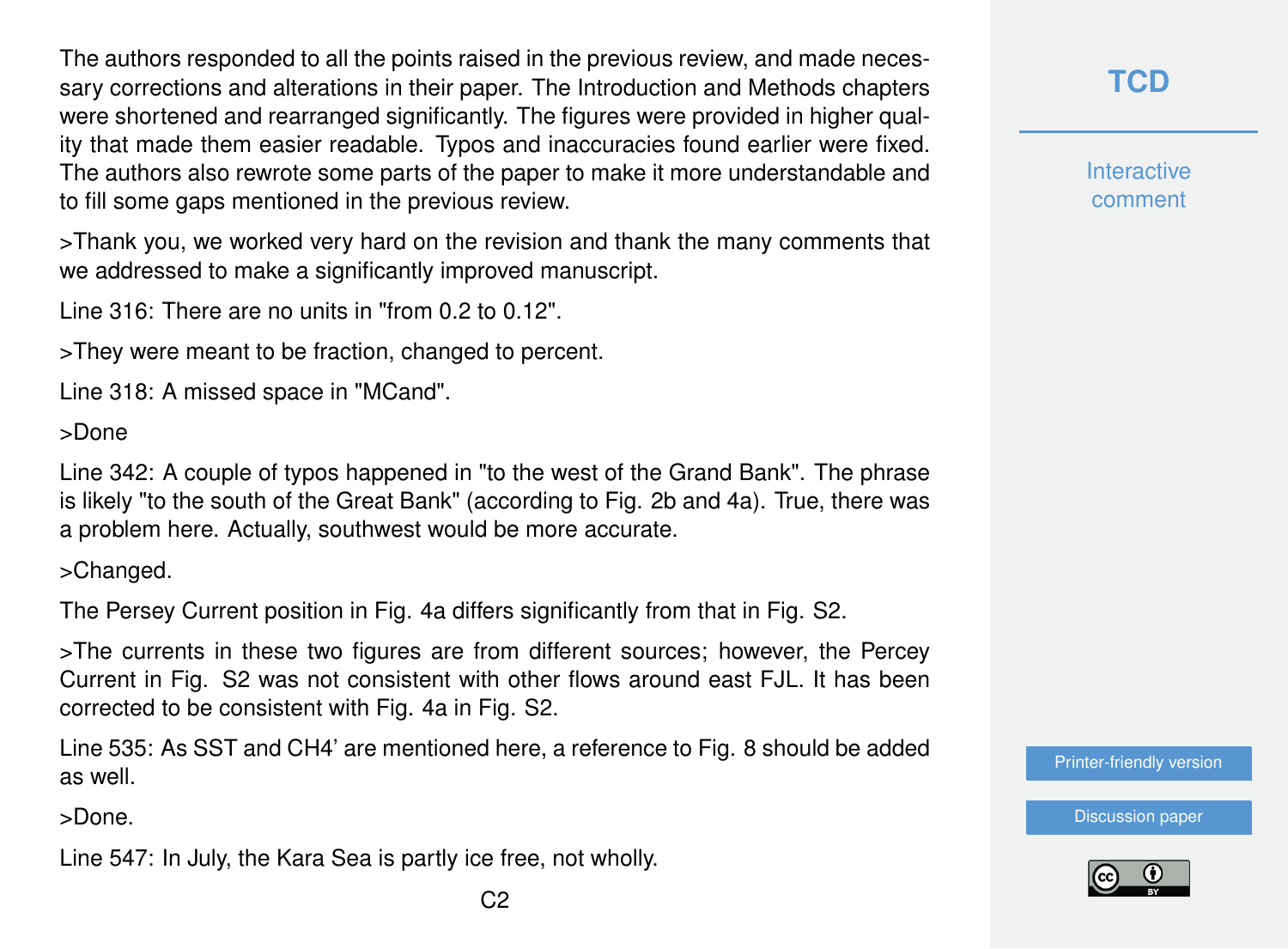The authors responded to all the points raised in the previous review, and made necessary corrections and alterations in their paper. The Introduction and Methods chapters were shortened and rearranged significantly. The figures were provided in higher quality that made them easier readable. Typos and inaccuracies found earlier were fixed. The authors also rewrote some parts of the paper to make it more understandable and to fill some gaps mentioned in the previous review.

>Thank you, we worked very hard on the revision and thank the many comments that we addressed to make a significantly improved manuscript.

Line 316: There are no units in "from 0.2 to 0.12".

>They were meant to be fraction, changed to percent.

Line 318: A missed space in "MCand".

>Done

Line 342: A couple of typos happened in "to the west of the Grand Bank". The phrase is likely "to the south of the Great Bank" (according to Fig. 2b and 4a). True, there was a problem here. Actually, southwest would be more accurate.

>Changed.

The Persey Current position in Fig. 4a differs significantly from that in Fig. S2.

>The currents in these two figures are from different sources; however, the Percey Current in Fig. S2 was not consistent with other flows around east FJL. It has been corrected to be consistent with Fig. 4a in Fig. S2.

Line 535: As SST and $CH_4'$ are mentioned here, a reference to Fig. 8 should be added as well.

>Done.

Line 547: In July, the Kara Sea is partly ice free, not wholly.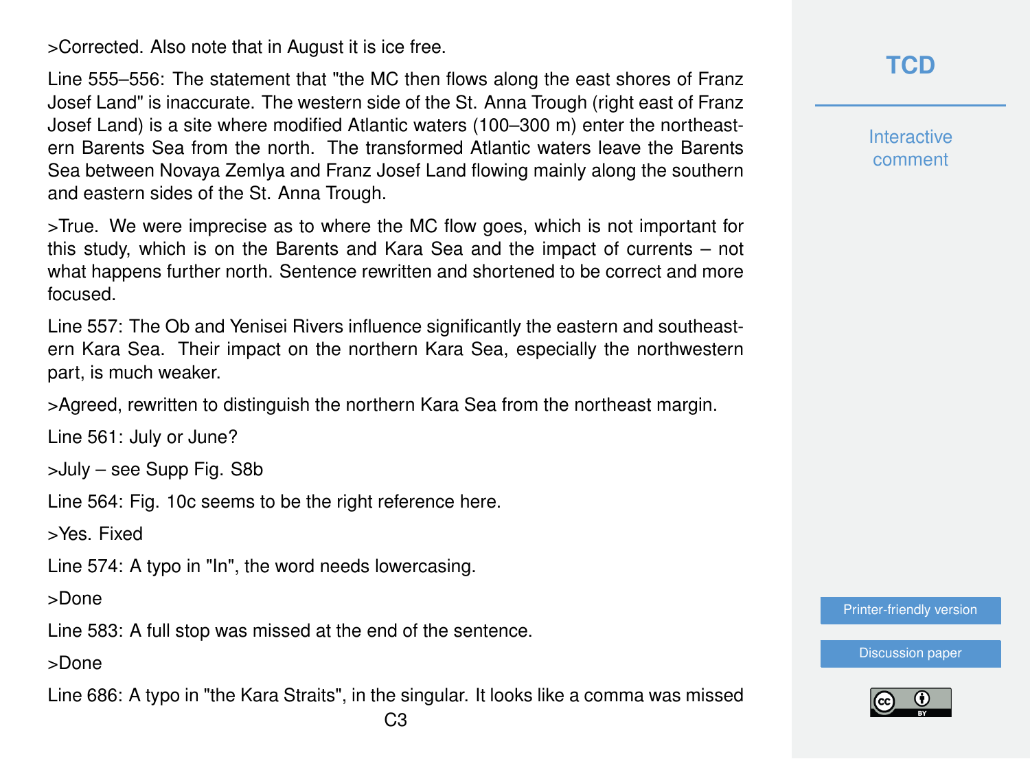>Corrected. Also note that in August it is ice free.

Line 555–556: The statement that "the MC then flows along the east shores of Franz Josef Land" is inaccurate. The western side of the St. Anna Trough (right east of Franz Josef Land) is a site where modified Atlantic waters (100–300 m) enter the northeastern Barents Sea from the north. The transformed Atlantic waters leave the Barents Sea between Novaya Zemlya and Franz Josef Land flowing mainly along the southern and eastern sides of the St. Anna Trough.

>True. We were imprecise as to where the MC flow goes, which is not important for this study, which is on the Barents and Kara Sea and the impact of currents – not what happens further north. Sentence rewritten and shortened to be correct and more focused.

Line 557: The Ob and Yenisei Rivers influence significantly the eastern and southeastern Kara Sea. Their impact on the northern Kara Sea, especially the northwestern part, is much weaker.

>Agreed, rewritten to distinguish the northern Kara Sea from the northeast margin.

Line 561: July or June?

>July – see Supp Fig. S8b

Line 564: Fig. 10c seems to be the right reference here.

>Yes. Fixed

Line 574: A typo in "In", the word needs lowercasing.

>Done

Line 583: A full stop was missed at the end of the sentence.

>Done

Line 686: A typo in "the Kara Straits", in the singular. It looks like a comma was missed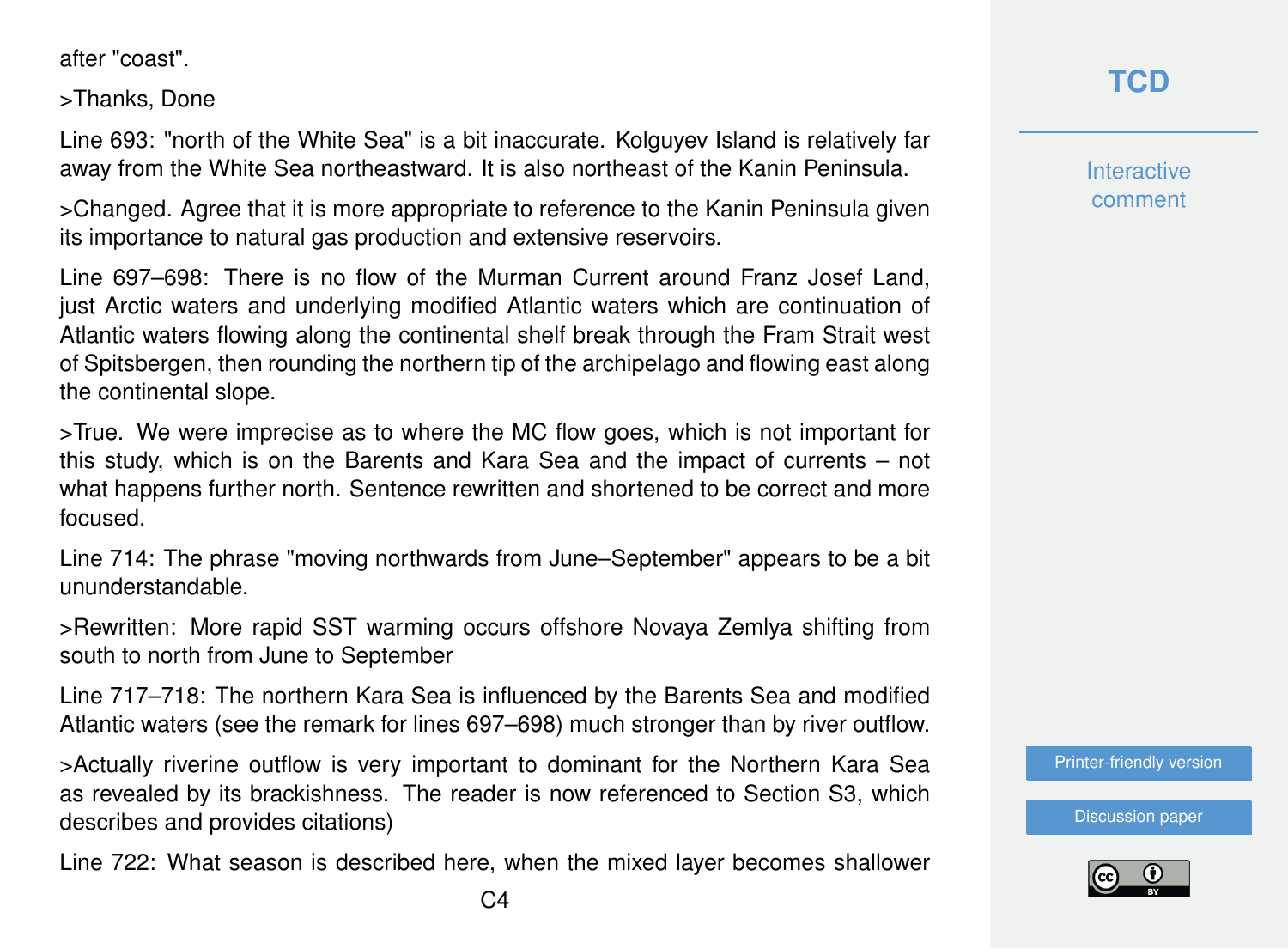after "coast".

>Thanks, Done

Line 693: "north of the White Sea" is a bit inaccurate. Kolguyev Island is relatively far away from the White Sea northeastward. It is also northeast of the Kanin Peninsula.

>Changed. Agree that it is more appropriate to reference to the Kanin Peninsula given its importance to natural gas production and extensive reservoirs.

Line 697–698: There is no flow of the Murman Current around Franz Josef Land, just Arctic waters and underlying modified Atlantic waters which are continuation of Atlantic waters flowing along the continental shelf break through the Fram Strait west of Spitsbergen, then rounding the northern tip of the archipelago and flowing east along the continental slope.

>True. We were imprecise as to where the MC flow goes, which is not important for this study, which is on the Barents and Kara Sea and the impact of currents – not what happens further north. Sentence rewritten and shortened to be correct and more focused.

Line 714: The phrase "moving northwards from June–September" appears to be a bit ununderstandable.

>Rewritten: More rapid SST warming occurs offshore Novaya Zemlya shifting from south to north from June to September

Line 717–718: The northern Kara Sea is influenced by the Barents Sea and modified Atlantic waters (see the remark for lines 697–698) much stronger than by river outflow.

>Actually riverine outflow is very important to dominant for the Northern Kara Sea as revealed by its brackishness. The reader is now referenced to Section S3, which describes and provides citations)

Line 722: What season is described here, when the mixed layer becomes shallower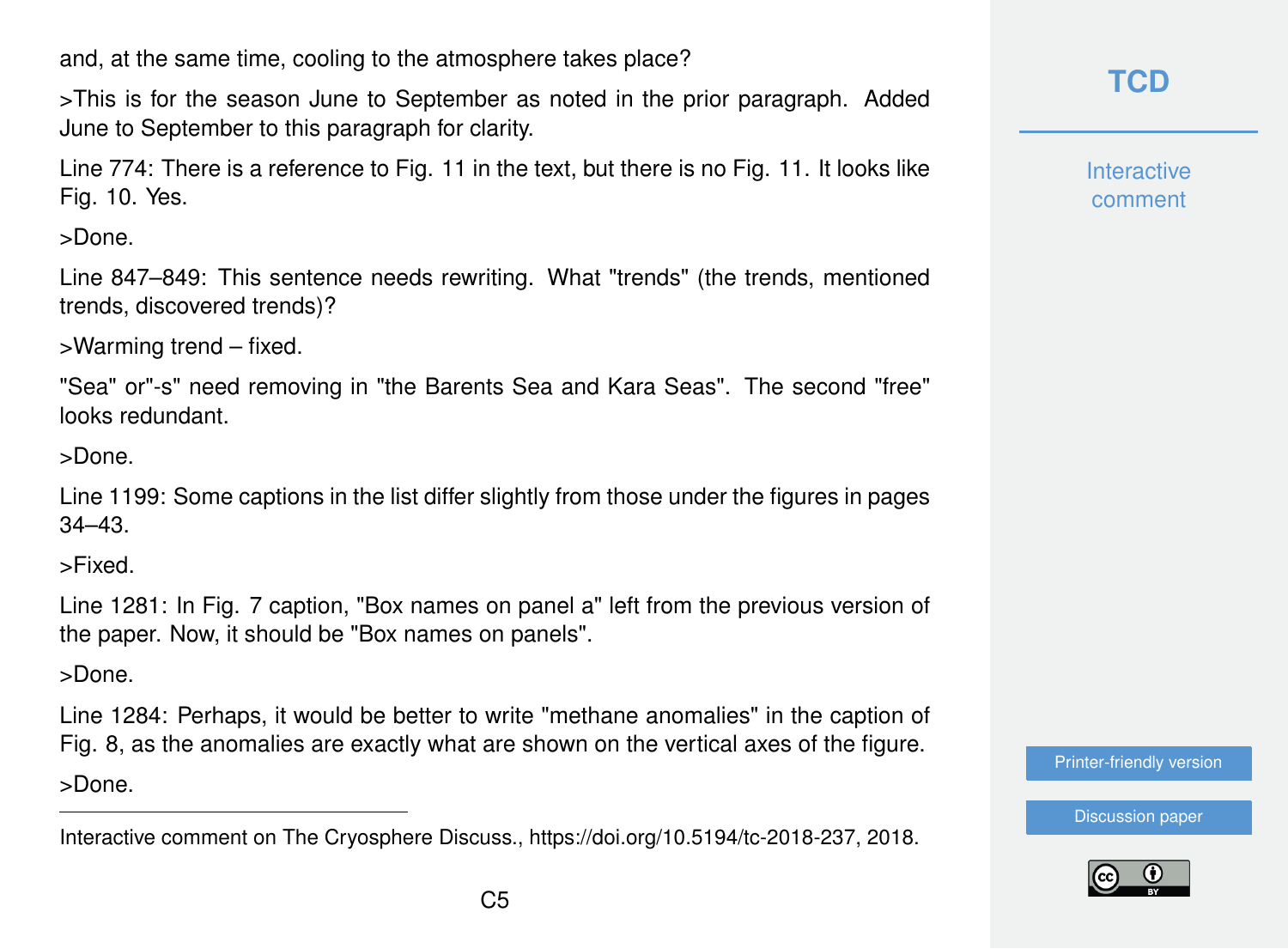and, at the same time, cooling to the atmosphere takes place?

>This is for the season June to September as noted in the prior paragraph. Added June to September to this paragraph for clarity.

Line 774: There is a reference to Fig. 11 in the text, but there is no Fig. 11. It looks like Fig. 10. Yes.

>Done.

Line 847–849: This sentence needs rewriting. What "trends" (the trends, mentioned trends, discovered trends)?

>Warming trend – fixed.

"Sea" or"-s" need removing in "the Barents Sea and Kara Seas". The second "free" looks redundant.

>Done.

Line 1199: Some captions in the list differ slightly from those under the figures in pages 34–43.

>Fixed.

Line 1281: In Fig. 7 caption, "Box names on panel a" left from the previous version of the paper. Now, it should be "Box names on panels".

>Done.

Line 1284: Perhaps, it would be better to write "methane anomalies" in the caption of Fig. 8, as the anomalies are exactly what are shown on the vertical axes of the figure.

>Done.

---

Interactive comment on The Cryosphere Discuss., https://doi.org/10.5194/tc-2018-237, 2018.